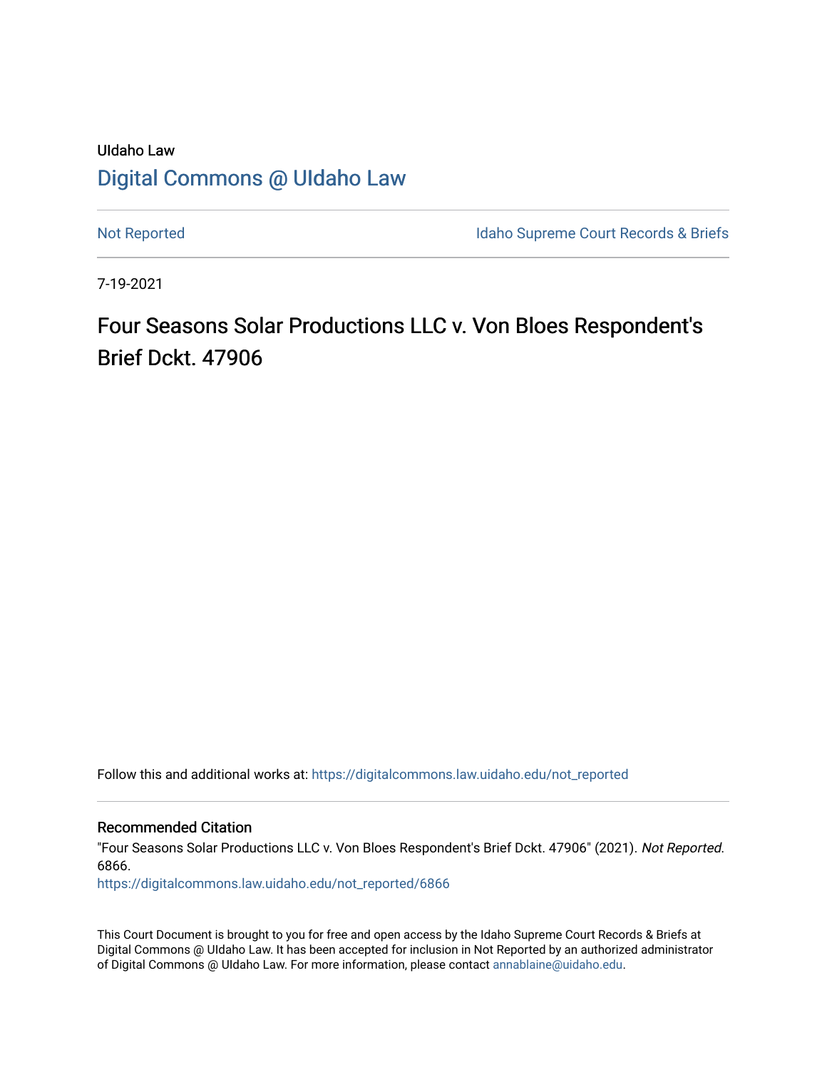UIdaho Law

# Digital Commons @ UIdaho Law

Not Reported | Idaho Supreme Court Records & Briefs

7-19-2021

# Four Seasons Solar Productions LLC v. Von Bloes Respondent's Brief Dckt. 47906

Follow this and additional works at: https://digitalcommons.law.uidaho.edu/not_reported

## Recommended Citation

"Four Seasons Solar Productions LLC v. Von Bloes Respondent's Brief Dckt. 47906" (2021). *Not Reported*. 6866.
https://digitalcommons.law.uidaho.edu/not_reported/6866

This Court Document is brought to you for free and open access by the Idaho Supreme Court Records & Briefs at Digital Commons @ UIdaho Law. It has been accepted for inclusion in Not Reported by an authorized administrator of Digital Commons @ UIdaho Law. For more information, please contact annablaine@uidaho.edu.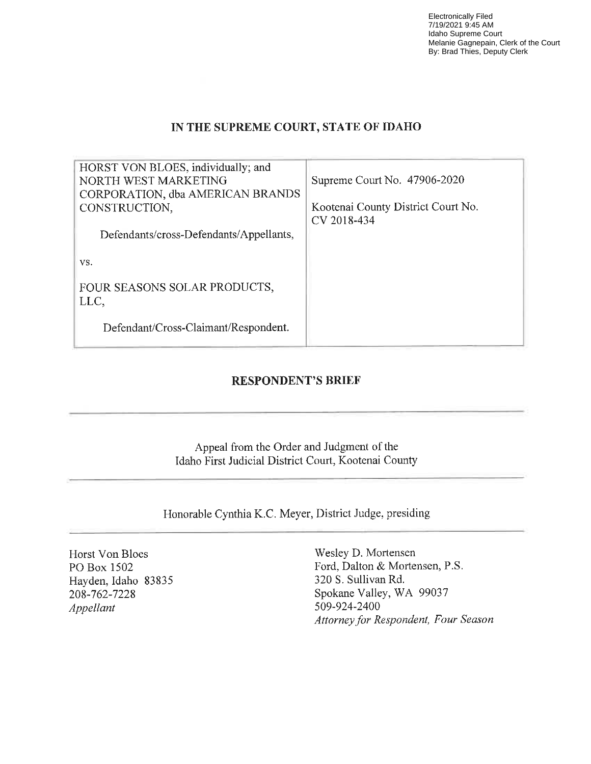Electronically Filed
7/19/2021 9:45 AM
Idaho Supreme Court
Melanie Gagnepain, Clerk of the Court
By: Brad Thies, Deputy Clerk

## IN THE SUPREME COURT, STATE OF IDAHO

| | |
|---|---|
| HORST VON BLOES, individually; and NORTH WEST MARKETING CORPORATION, dba AMERICAN BRANDS CONSTRUCTION,<br><br>Defendants/cross-Defendants/Appellants,<br><br>vs.<br><br>FOUR SEASONS SOLAR PRODUCTS, LLC,<br><br>Defendant/Cross-Claimant/Respondent. | Supreme Court No. 47906-2020<br><br>Kootenai County District Court No. CV 2018-434 |

## RESPONDENT'S BRIEF

Appeal from the Order and Judgment of the
Idaho First Judicial District Court, Kootenai County

Honorable Cynthia K.C. Meyer, District Judge, presiding

Horst Von Bloes
PO Box 1502
Hayden, Idaho 83835
208-762-7228
*Appellant*

Wesley D. Mortensen
Ford, Dalton & Mortensen, P.S.
320 S. Sullivan Rd.
Spokane Valley, WA 99037
509-924-2400
*Attorney for Respondent, Four Season*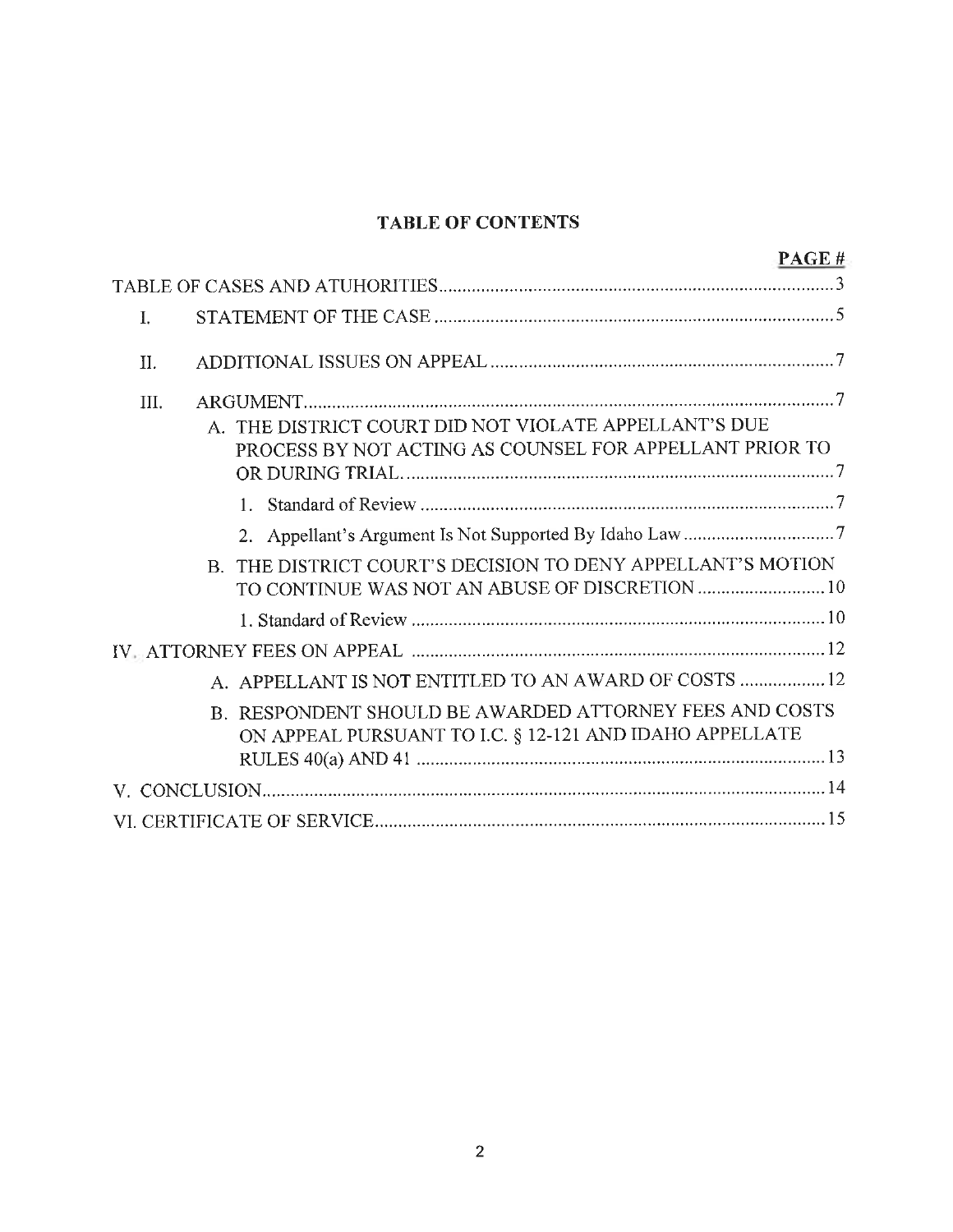## TABLE OF CONTENTS

| | PAGE # |
|---|---|
| TABLE OF CASES AND ATUHORITIES | 3 |
| I. STATEMENT OF THE CASE | 5 |
| II. ADDITIONAL ISSUES ON APPEAL | 7 |
| III. ARGUMENT | 7 |
| A. THE DISTRICT COURT DID NOT VIOLATE APPELLANT'S DUE PROCESS BY NOT ACTING AS COUNSEL FOR APPELLANT PRIOR TO OR DURING TRIAL. | 7 |
| 1. Standard of Review | 7 |
| 2. Appellant's Argument Is Not Supported By Idaho Law | 7 |
| B. THE DISTRICT COURT'S DECISION TO DENY APPELLANT'S MOTION TO CONTINUE WAS NOT AN ABUSE OF DISCRETION | 10 |
| 1. Standard of Review | 10 |
| IV. ATTORNEY FEES ON APPEAL | 12 |
| A. APPELLANT IS NOT ENTITLED TO AN AWARD OF COSTS | 12 |
| B. RESPONDENT SHOULD BE AWARDED ATTORNEY FEES AND COSTS ON APPEAL PURSUANT TO I.C. § 12-121 AND IDAHO APPELLATE RULES 40(a) AND 41 | 13 |
| V. CONCLUSION | 14 |
| VI. CERTIFICATE OF SERVICE | 15 |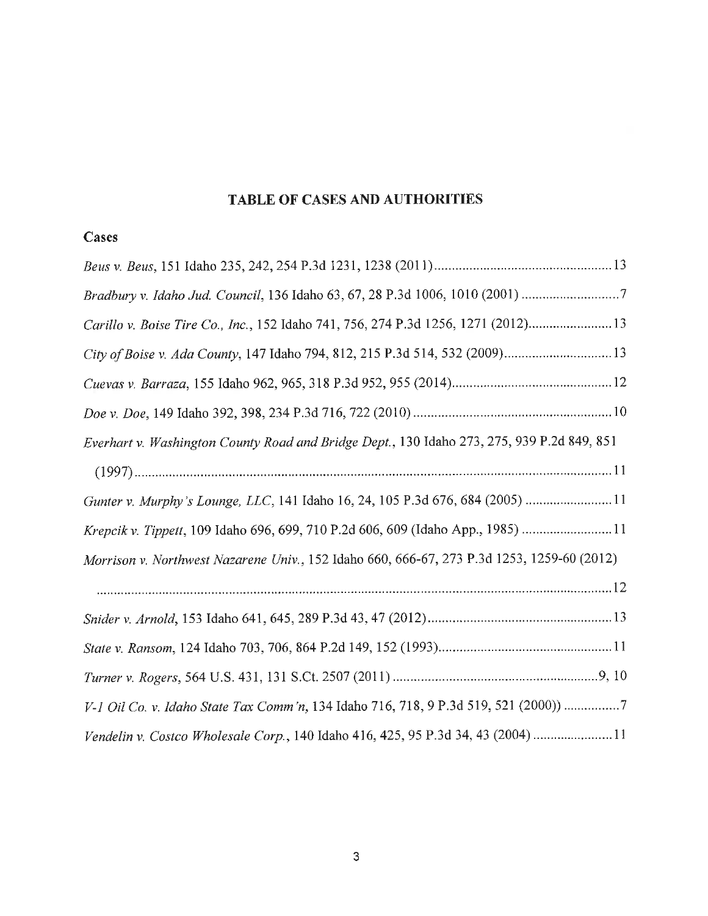## TABLE OF CASES AND AUTHORITIES

### Cases

*Beus v. Beus*, 151 Idaho 235, 242, 254 P.3d 1231, 1238 (2011) .................................................. 13

*Bradbury v. Idaho Jud. Council*, 136 Idaho 63, 67, 28 P.3d 1006, 1010 (2001) ............................ 7

*Carillo v. Boise Tire Co., Inc.*, 152 Idaho 741, 756, 274 P.3d 1256, 1271 (2012)........................ 13

*City of Boise v. Ada County*, 147 Idaho 794, 812, 215 P.3d 514, 532 (2009)............................... 13

*Cuevas v. Barraza*, 155 Idaho 962, 965, 318 P.3d 952, 955 (2014).............................................. 12

*Doe v. Doe*, 149 Idaho 392, 398, 234 P.3d 716, 722 (2010) ......................................................... 10

*Everhart v. Washington County Road and Bridge Dept.*, 130 Idaho 273, 275, 939 P.2d 849, 851 (1997) ........................................................................................................................................ 11

*Gunter v. Murphy's Lounge, LLC*, 141 Idaho 16, 24, 105 P.3d 676, 684 (2005) ......................... 11

*Krepcik v. Tippett*, 109 Idaho 696, 699, 710 P.2d 606, 609 (Idaho App., 1985) .......................... 11

*Morrison v. Northwest Nazarene Univ.*, 152 Idaho 660, 666-67, 273 P.3d 1253, 1259-60 (2012) .................................................................................................................................................. 12

*Snider v. Arnold*, 153 Idaho 641, 645, 289 P.3d 43, 47 (2012)..................................................... 13

*State v. Ransom*, 124 Idaho 703, 706, 864 P.2d 149, 152 (1993).................................................. 11

*Turner v. Rogers*, 564 U.S. 431, 131 S.Ct. 2507 (2011) ...........................................................9, 10

*V-1 Oil Co. v. Idaho State Tax Comm'n*, 134 Idaho 716, 718, 9 P.3d 519, 521 (2000)) ................ 7

*Vendelin v. Costco Wholesale Corp.*, 140 Idaho 416, 425, 95 P.3d 34, 43 (2004) ....................... 11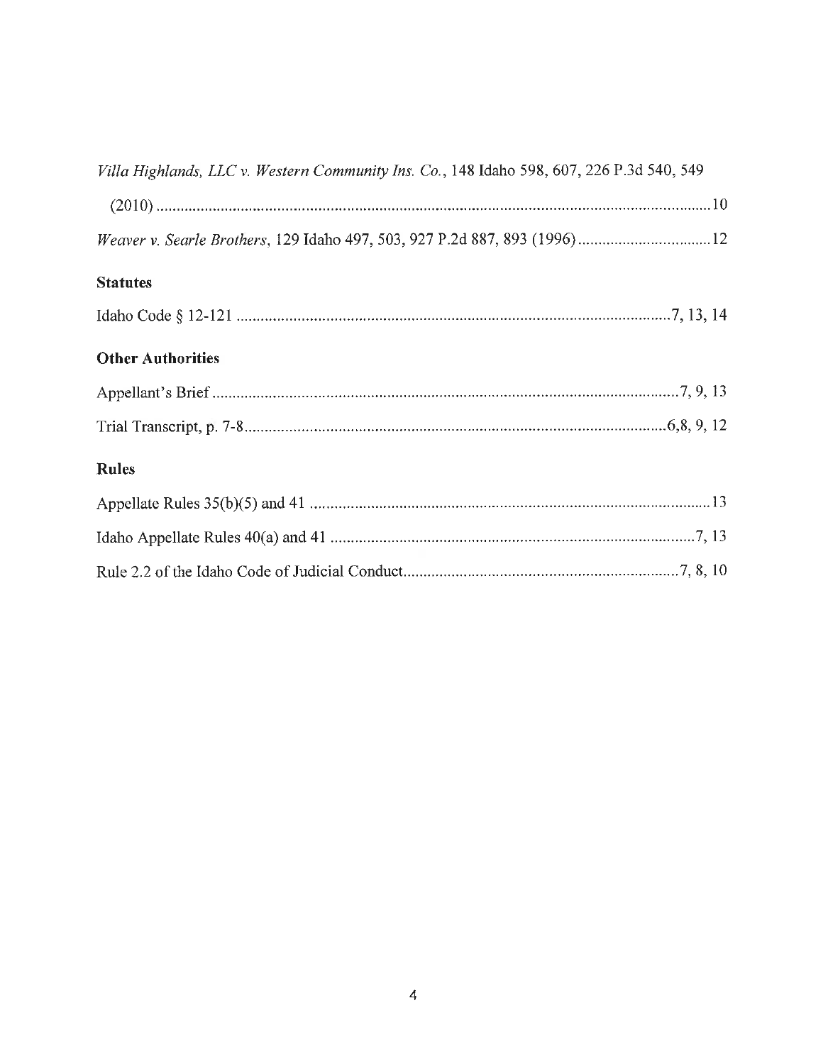*Villa Highlands, LLC v. Western Community Ins. Co.*, 148 Idaho 598, 607, 226 P.3d 540, 549 (2010) .......................................................................................................................... 10

*Weaver v. Searle Brothers*, 129 Idaho 497, 503, 927 P.2d 887, 893 (1996) ................................ 12

**Statutes**

Idaho Code § 12-121 ......................................................................................................... 7, 13, 14

**Other Authorities**

Appellant's Brief ................................................................................................................ 7, 9, 13

Trial Transcript, p. 7-8 ...................................................................................................... 6,8, 9, 12

**Rules**

Appellate Rules 35(b)(5) and 41 .................................................................................................. 13

Idaho Appellate Rules 40(a) and 41 ........................................................................................ 7, 13

Rule 2.2 of the Idaho Code of Judicial Conduct ................................................................... 7, 8, 10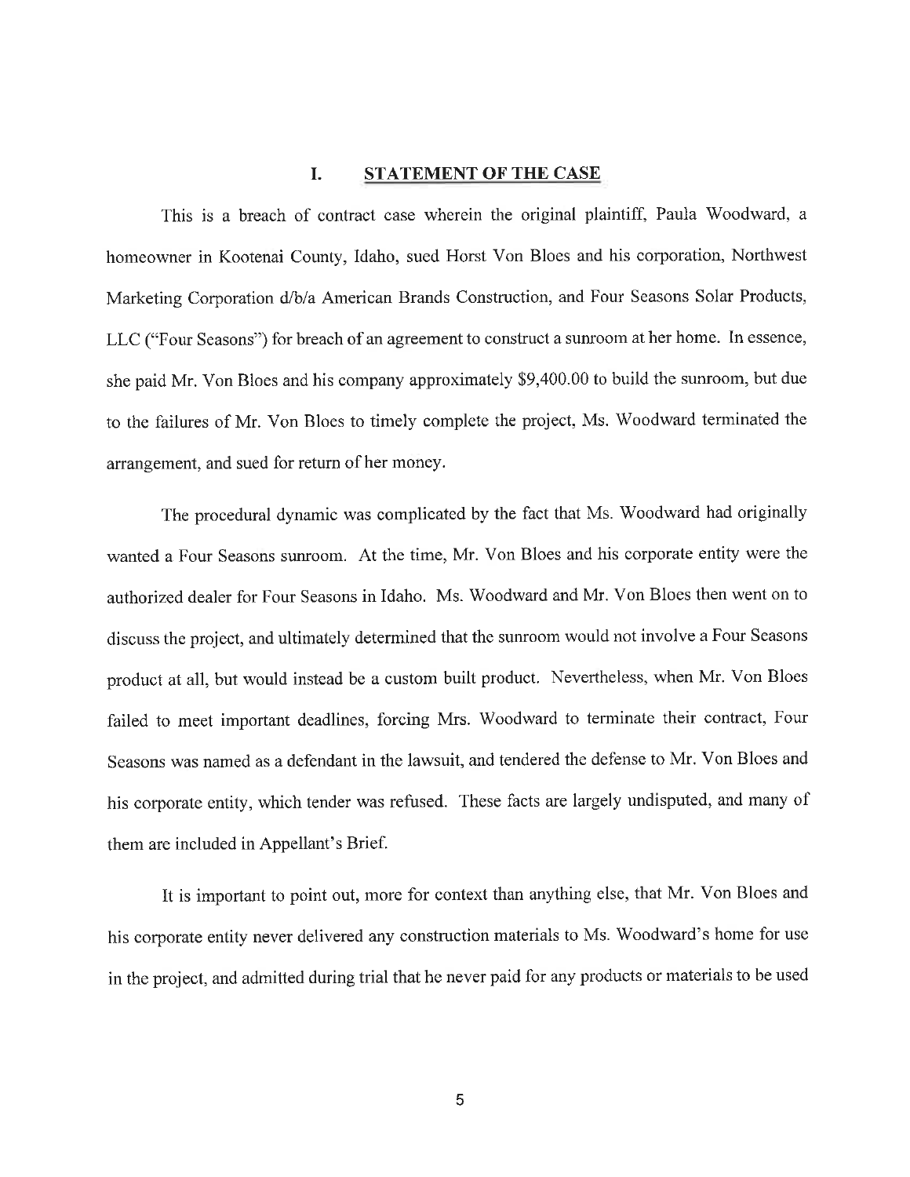## I. STATEMENT OF THE CASE

This is a breach of contract case wherein the original plaintiff, Paula Woodward, a homeowner in Kootenai County, Idaho, sued Horst Von Bloes and his corporation, Northwest Marketing Corporation d/b/a American Brands Construction, and Four Seasons Solar Products, LLC ("Four Seasons") for breach of an agreement to construct a sunroom at her home. In essence, she paid Mr. Von Bloes and his company approximately $9,400.00 to build the sunroom, but due to the failures of Mr. Von Bloes to timely complete the project, Ms. Woodward terminated the arrangement, and sued for return of her money.

The procedural dynamic was complicated by the fact that Ms. Woodward had originally wanted a Four Seasons sunroom. At the time, Mr. Von Bloes and his corporate entity were the authorized dealer for Four Seasons in Idaho. Ms. Woodward and Mr. Von Bloes then went on to discuss the project, and ultimately determined that the sunroom would not involve a Four Seasons product at all, but would instead be a custom built product. Nevertheless, when Mr. Von Bloes failed to meet important deadlines, forcing Mrs. Woodward to terminate their contract, Four Seasons was named as a defendant in the lawsuit, and tendered the defense to Mr. Von Bloes and his corporate entity, which tender was refused. These facts are largely undisputed, and many of them are included in Appellant's Brief.

It is important to point out, more for context than anything else, that Mr. Von Bloes and his corporate entity never delivered any construction materials to Ms. Woodward's home for use in the project, and admitted during trial that he never paid for any products or materials to be used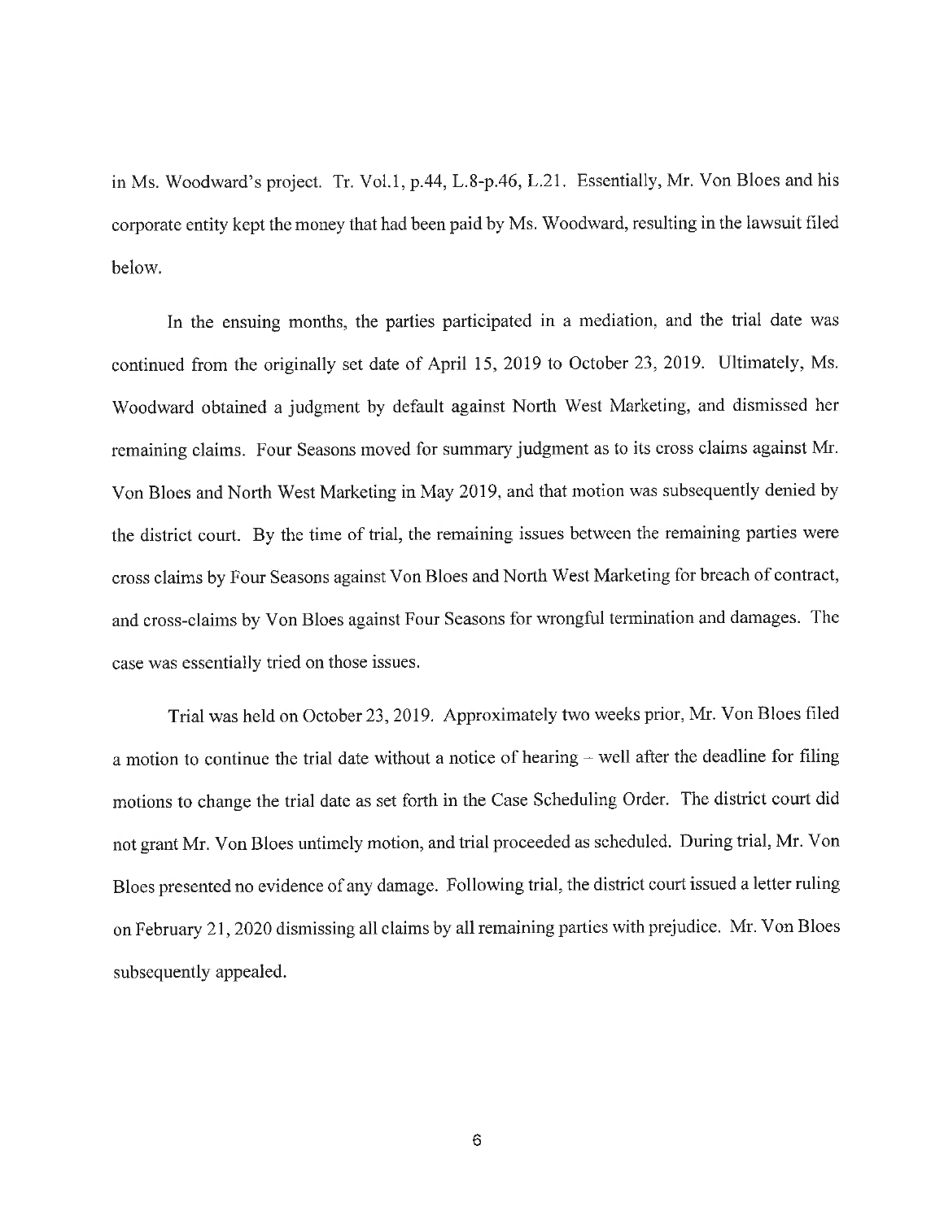in Ms. Woodward's project. Tr. Vol.1, p.44, L.8-p.46, L.21. Essentially, Mr. Von Bloes and his corporate entity kept the money that had been paid by Ms. Woodward, resulting in the lawsuit filed below.

In the ensuing months, the parties participated in a mediation, and the trial date was continued from the originally set date of April 15, 2019 to October 23, 2019. Ultimately, Ms. Woodward obtained a judgment by default against North West Marketing, and dismissed her remaining claims. Four Seasons moved for summary judgment as to its cross claims against Mr. Von Bloes and North West Marketing in May 2019, and that motion was subsequently denied by the district court. By the time of trial, the remaining issues between the remaining parties were cross claims by Four Seasons against Von Bloes and North West Marketing for breach of contract, and cross-claims by Von Bloes against Four Seasons for wrongful termination and damages. The case was essentially tried on those issues.

Trial was held on October 23, 2019. Approximately two weeks prior, Mr. Von Bloes filed a motion to continue the trial date without a notice of hearing – well after the deadline for filing motions to change the trial date as set forth in the Case Scheduling Order. The district court did not grant Mr. Von Bloes untimely motion, and trial proceeded as scheduled. During trial, Mr. Von Bloes presented no evidence of any damage. Following trial, the district court issued a letter ruling on February 21, 2020 dismissing all claims by all remaining parties with prejudice. Mr. Von Bloes subsequently appealed.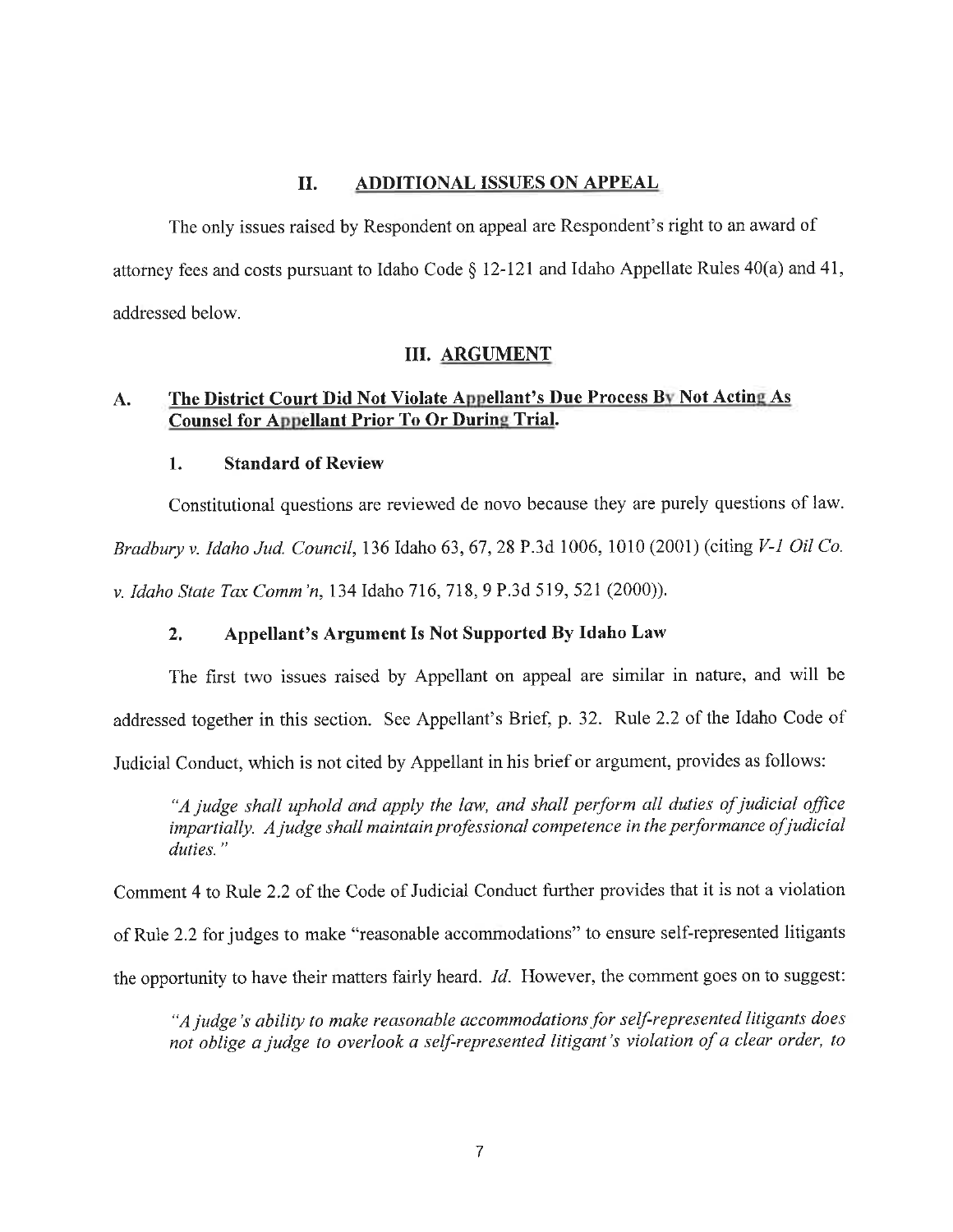## II. ADDITIONAL ISSUES ON APPEAL

The only issues raised by Respondent on appeal are Respondent's right to an award of attorney fees and costs pursuant to Idaho Code § 12-121 and Idaho Appellate Rules 40(a) and 41, addressed below.

## III. ARGUMENT

### A. The District Court Did Not Violate Appellant's Due Process By Not Acting As Counsel for Appellant Prior To Or During Trial.

#### 1. Standard of Review

Constitutional questions are reviewed de novo because they are purely questions of law. *Bradbury v. Idaho Jud. Council*, 136 Idaho 63, 67, 28 P.3d 1006, 1010 (2001) (citing *V-1 Oil Co. v. Idaho State Tax Comm'n*, 134 Idaho 716, 718, 9 P.3d 519, 521 (2000)).

#### 2. Appellant's Argument Is Not Supported By Idaho Law

The first two issues raised by Appellant on appeal are similar in nature, and will be addressed together in this section. See Appellant's Brief, p. 32. Rule 2.2 of the Idaho Code of Judicial Conduct, which is not cited by Appellant in his brief or argument, provides as follows:

> *"A judge shall uphold and apply the law, and shall perform all duties of judicial office impartially. A judge shall maintain professional competence in the performance of judicial duties."*

Comment 4 to Rule 2.2 of the Code of Judicial Conduct further provides that it is not a violation of Rule 2.2 for judges to make "reasonable accommodations" to ensure self-represented litigants the opportunity to have their matters fairly heard. *Id.* However, the comment goes on to suggest:

> *"A judge's ability to make reasonable accommodations for self-represented litigants does not oblige a judge to overlook a self-represented litigant's violation of a clear order, to*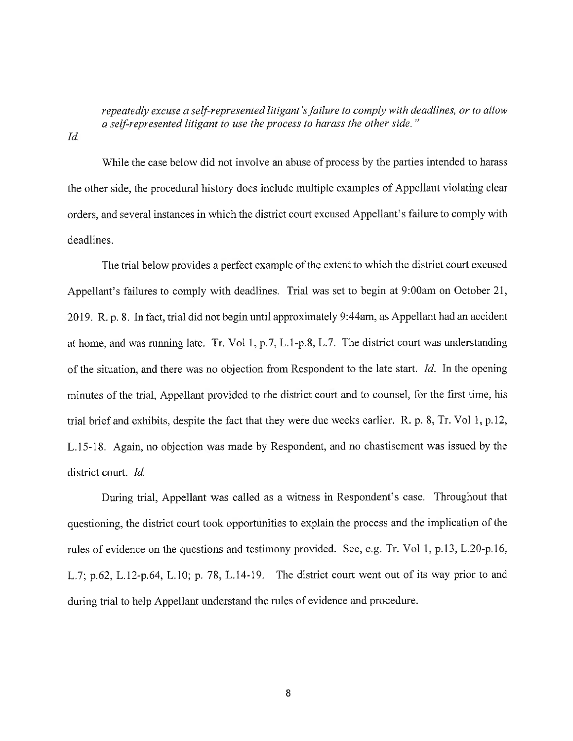*repeatedly excuse a self-represented litigant's failure to comply with deadlines, or to allow a self-represented litigant to use the process to harass the other side."*

*Id.*

While the case below did not involve an abuse of process by the parties intended to harass the other side, the procedural history does include multiple examples of Appellant violating clear orders, and several instances in which the district court excused Appellant's failure to comply with deadlines.

The trial below provides a perfect example of the extent to which the district court excused Appellant's failures to comply with deadlines. Trial was set to begin at 9:00am on October 21, 2019. R. p. 8. In fact, trial did not begin until approximately 9:44am, as Appellant had an accident at home, and was running late. Tr. Vol 1, p.7, L.1-p.8, L.7. The district court was understanding of the situation, and there was no objection from Respondent to the late start. *Id.* In the opening minutes of the trial, Appellant provided to the district court and to counsel, for the first time, his trial brief and exhibits, despite the fact that they were due weeks earlier. R. p. 8, Tr. Vol 1, p.12, L.15-18. Again, no objection was made by Respondent, and no chastisement was issued by the district court. *Id.*

During trial, Appellant was called as a witness in Respondent's case. Throughout that questioning, the district court took opportunities to explain the process and the implication of the rules of evidence on the questions and testimony provided. See, e.g. Tr. Vol 1, p.13, L.20-p.16, L.7; p.62, L.12-p.64, L.10; p. 78, L.14-19. The district court went out of its way prior to and during trial to help Appellant understand the rules of evidence and procedure.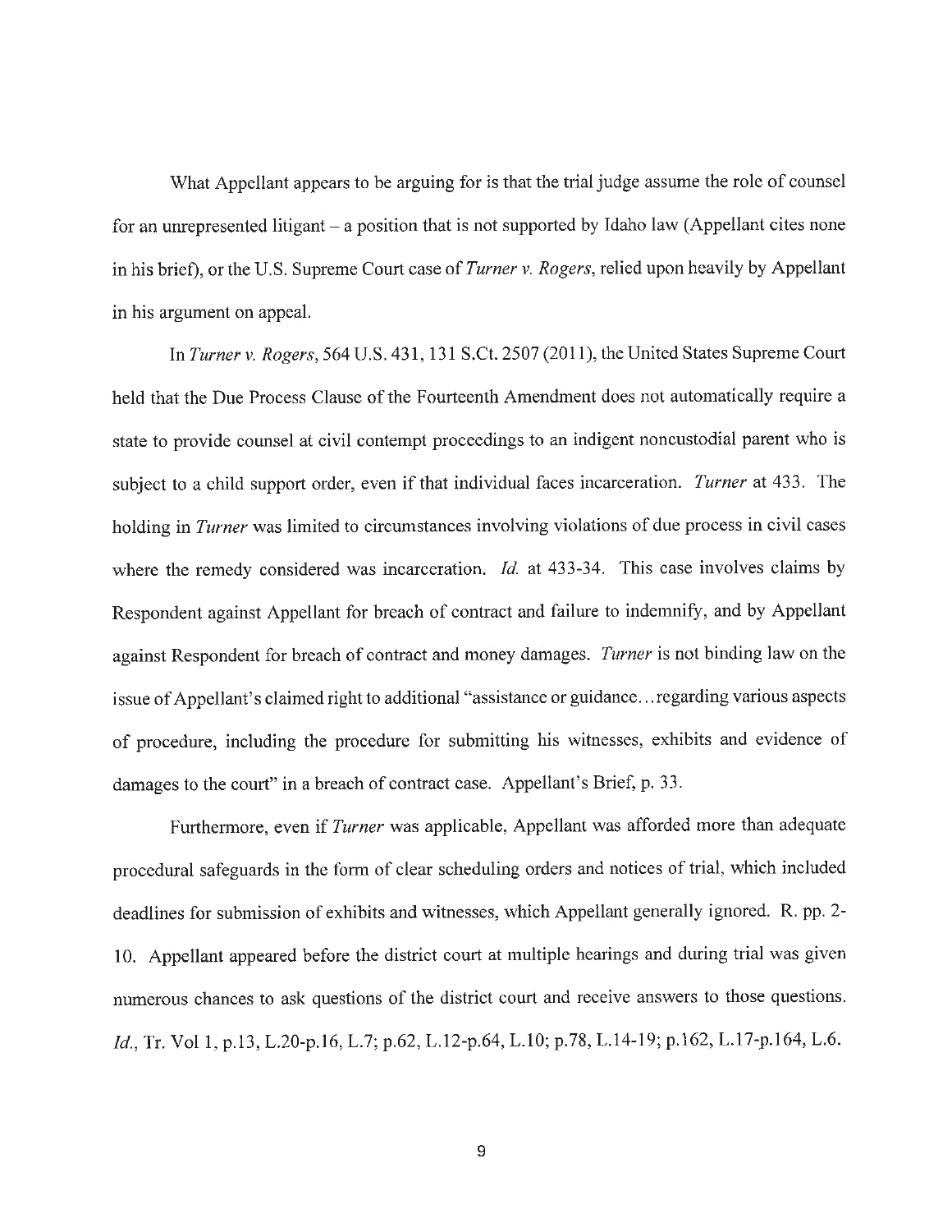What Appellant appears to be arguing for is that the trial judge assume the role of counsel for an unrepresented litigant – a position that is not supported by Idaho law (Appellant cites none in his brief), or the U.S. Supreme Court case of *Turner v. Rogers*, relied upon heavily by Appellant in his argument on appeal.

In *Turner v. Rogers*, 564 U.S. 431, 131 S.Ct. 2507 (2011), the United States Supreme Court held that the Due Process Clause of the Fourteenth Amendment does not automatically require a state to provide counsel at civil contempt proceedings to an indigent noncustodial parent who is subject to a child support order, even if that individual faces incarceration. *Turner* at 433. The holding in *Turner* was limited to circumstances involving violations of due process in civil cases where the remedy considered was incarceration. *Id.* at 433-34. This case involves claims by Respondent against Appellant for breach of contract and failure to indemnify, and by Appellant against Respondent for breach of contract and money damages. *Turner* is not binding law on the issue of Appellant's claimed right to additional "assistance or guidance…regarding various aspects of procedure, including the procedure for submitting his witnesses, exhibits and evidence of damages to the court" in a breach of contract case. Appellant's Brief, p. 33.

Furthermore, even if *Turner* was applicable, Appellant was afforded more than adequate procedural safeguards in the form of clear scheduling orders and notices of trial, which included deadlines for submission of exhibits and witnesses, which Appellant generally ignored. R. pp. 2-10. Appellant appeared before the district court at multiple hearings and during trial was given numerous chances to ask questions of the district court and receive answers to those questions. *Id.*, Tr. Vol 1, p.13, L.20-p.16, L.7; p.62, L.12-p.64, L.10; p.78, L.14-19; p.162, L.17-p.164, L.6.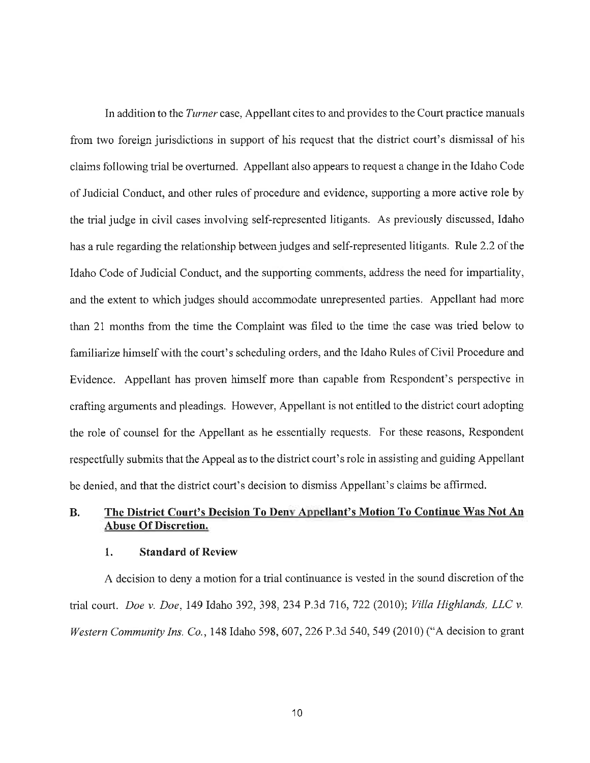In addition to the *Turner* case, Appellant cites to and provides to the Court practice manuals from two foreign jurisdictions in support of his request that the district court's dismissal of his claims following trial be overturned. Appellant also appears to request a change in the Idaho Code of Judicial Conduct, and other rules of procedure and evidence, supporting a more active role by the trial judge in civil cases involving self-represented litigants. As previously discussed, Idaho has a rule regarding the relationship between judges and self-represented litigants. Rule 2.2 of the Idaho Code of Judicial Conduct, and the supporting comments, address the need for impartiality, and the extent to which judges should accommodate unrepresented parties. Appellant had more than 21 months from the time the Complaint was filed to the time the case was tried below to familiarize himself with the court's scheduling orders, and the Idaho Rules of Civil Procedure and Evidence. Appellant has proven himself more than capable from Respondent's perspective in crafting arguments and pleadings. However, Appellant is not entitled to the district court adopting the role of counsel for the Appellant as he essentially requests. For these reasons, Respondent respectfully submits that the Appeal as to the district court's role in assisting and guiding Appellant be denied, and that the district court's decision to dismiss Appellant's claims be affirmed.

## B. The District Court's Decision To Deny Appellant's Motion To Continue Was Not An Abuse Of Discretion.

### 1. Standard of Review

A decision to deny a motion for a trial continuance is vested in the sound discretion of the trial court. *Doe v. Doe*, 149 Idaho 392, 398, 234 P.3d 716, 722 (2010); *Villa Highlands, LLC v. Western Community Ins. Co.*, 148 Idaho 598, 607, 226 P.3d 540, 549 (2010) ("A decision to grant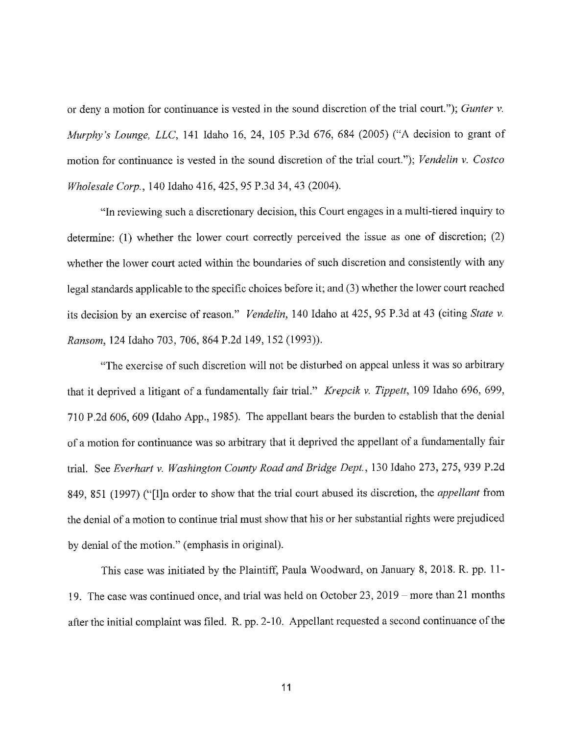or deny a motion for continuance is vested in the sound discretion of the trial court."); *Gunter v. Murphy's Lounge, LLC*, 141 Idaho 16, 24, 105 P.3d 676, 684 (2005) ("A decision to grant of motion for continuance is vested in the sound discretion of the trial court."); *Vendelin v. Costco Wholesale Corp.*, 140 Idaho 416, 425, 95 P.3d 34, 43 (2004).

"In reviewing such a discretionary decision, this Court engages in a multi-tiered inquiry to determine: (1) whether the lower court correctly perceived the issue as one of discretion; (2) whether the lower court acted within the boundaries of such discretion and consistently with any legal standards applicable to the specific choices before it; and (3) whether the lower court reached its decision by an exercise of reason." *Vendelin*, 140 Idaho at 425, 95 P.3d at 43 (citing *State v. Ransom*, 124 Idaho 703, 706, 864 P.2d 149, 152 (1993)).

"The exercise of such discretion will not be disturbed on appeal unless it was so arbitrary that it deprived a litigant of a fundamentally fair trial." *Krepcik v. Tippett*, 109 Idaho 696, 699, 710 P.2d 606, 609 (Idaho App., 1985). The appellant bears the burden to establish that the denial of a motion for continuance was so arbitrary that it deprived the appellant of a fundamentally fair trial. See *Everhart v. Washington County Road and Bridge Dept.*, 130 Idaho 273, 275, 939 P.2d 849, 851 (1997) ("[I]n order to show that the trial court abused its discretion, the *appellant* from the denial of a motion to continue trial must show that his or her substantial rights were prejudiced by denial of the motion." (emphasis in original).

This case was initiated by the Plaintiff, Paula Woodward, on January 8, 2018. R. pp. 11-19. The case was continued once, and trial was held on October 23, 2019 – more than 21 months after the initial complaint was filed. R. pp. 2-10. Appellant requested a second continuance of the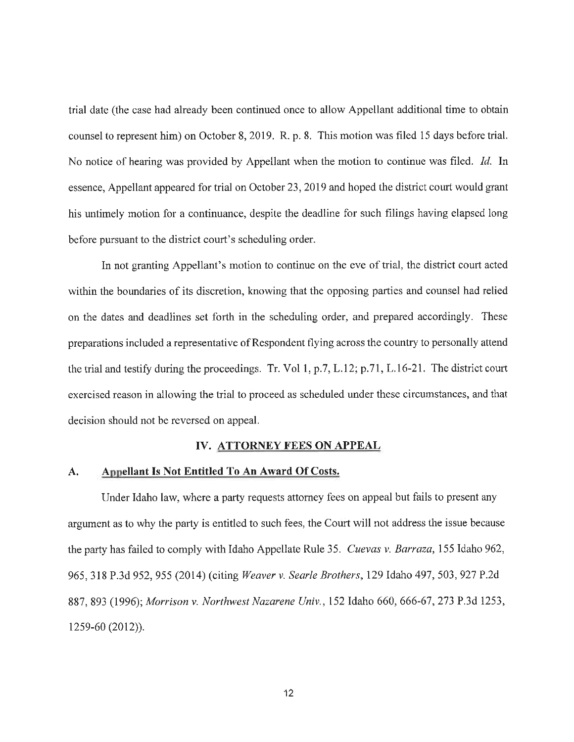trial date (the case had already been continued once to allow Appellant additional time to obtain counsel to represent him) on October 8, 2019. R. p. 8. This motion was filed 15 days before trial. No notice of hearing was provided by Appellant when the motion to continue was filed. *Id.* In essence, Appellant appeared for trial on October 23, 2019 and hoped the district court would grant his untimely motion for a continuance, despite the deadline for such filings having elapsed long before pursuant to the district court's scheduling order.

In not granting Appellant's motion to continue on the eve of trial, the district court acted within the boundaries of its discretion, knowing that the opposing parties and counsel had relied on the dates and deadlines set forth in the scheduling order, and prepared accordingly. These preparations included a representative of Respondent flying across the country to personally attend the trial and testify during the proceedings. Tr. Vol 1, p.7, L.12; p.71, L.16-21. The district court exercised reason in allowing the trial to proceed as scheduled under these circumstances, and that decision should not be reversed on appeal.

## IV. ATTORNEY FEES ON APPEAL

### A. Appellant Is Not Entitled To An Award Of Costs.

Under Idaho law, where a party requests attorney fees on appeal but fails to present any argument as to why the party is entitled to such fees, the Court will not address the issue because the party has failed to comply with Idaho Appellate Rule 35. *Cuevas v. Barraza*, 155 Idaho 962, 965, 318 P.3d 952, 955 (2014) (citing *Weaver v. Searle Brothers*, 129 Idaho 497, 503, 927 P.2d 887, 893 (1996); *Morrison v. Northwest Nazarene Univ.*, 152 Idaho 660, 666-67, 273 P.3d 1253, 1259-60 (2012)).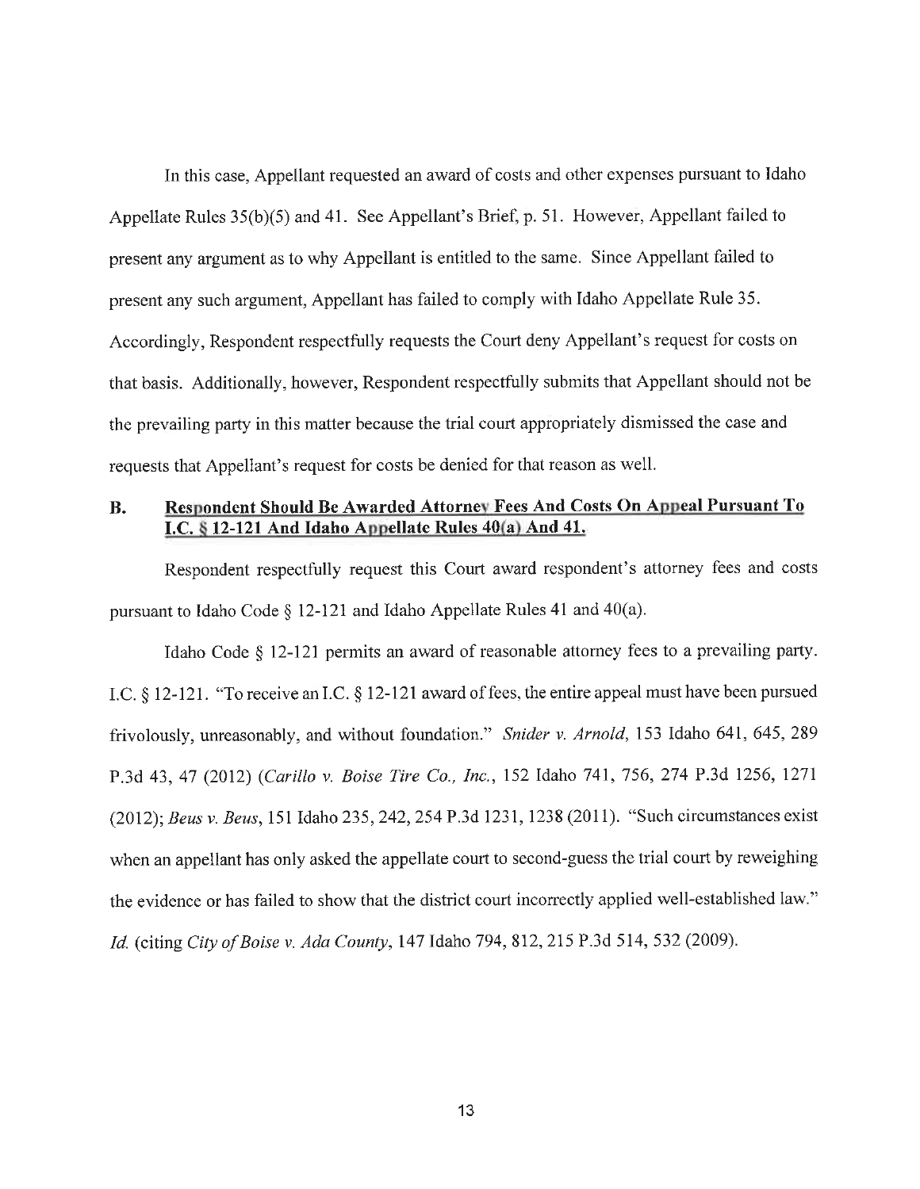In this case, Appellant requested an award of costs and other expenses pursuant to Idaho Appellate Rules 35(b)(5) and 41. See Appellant's Brief, p. 51. However, Appellant failed to present any argument as to why Appellant is entitled to the same. Since Appellant failed to present any such argument, Appellant has failed to comply with Idaho Appellate Rule 35. Accordingly, Respondent respectfully requests the Court deny Appellant's request for costs on that basis. Additionally, however, Respondent respectfully submits that Appellant should not be the prevailing party in this matter because the trial court appropriately dismissed the case and requests that Appellant's request for costs be denied for that reason as well.

### B. Respondent Should Be Awarded Attorney Fees And Costs On Appeal Pursuant To I.C. § 12-121 And Idaho Appellate Rules 40(a) And 41.

Respondent respectfully request this Court award respondent's attorney fees and costs pursuant to Idaho Code § 12-121 and Idaho Appellate Rules 41 and 40(a).

Idaho Code § 12-121 permits an award of reasonable attorney fees to a prevailing party. I.C. § 12-121. "To receive an I.C. § 12-121 award of fees, the entire appeal must have been pursued frivolously, unreasonably, and without foundation." *Snider v. Arnold*, 153 Idaho 641, 645, 289 P.3d 43, 47 (2012) (*Carillo v. Boise Tire Co., Inc.*, 152 Idaho 741, 756, 274 P.3d 1256, 1271 (2012); *Beus v. Beus*, 151 Idaho 235, 242, 254 P.3d 1231, 1238 (2011). "Such circumstances exist when an appellant has only asked the appellate court to second-guess the trial court by reweighing the evidence or has failed to show that the district court incorrectly applied well-established law." *Id.* (citing *City of Boise v. Ada County*, 147 Idaho 794, 812, 215 P.3d 514, 532 (2009).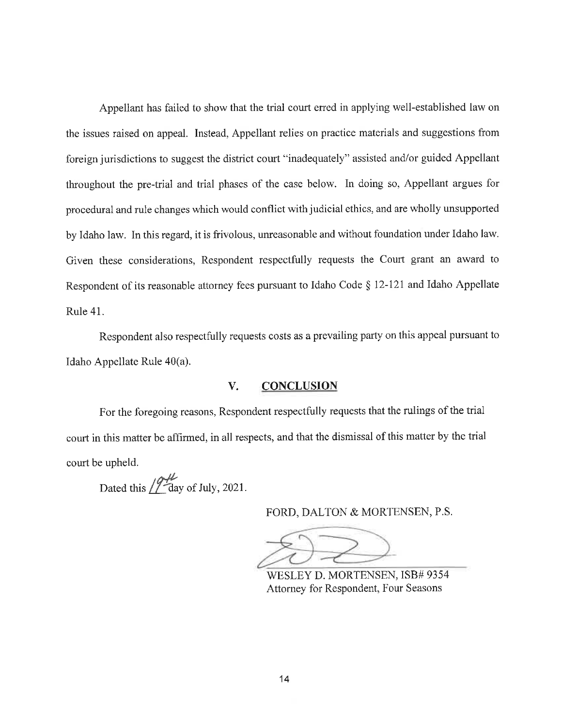Appellant has failed to show that the trial court erred in applying well-established law on the issues raised on appeal. Instead, Appellant relies on practice materials and suggestions from foreign jurisdictions to suggest the district court "inadequately" assisted and/or guided Appellant throughout the pre-trial and trial phases of the case below. In doing so, Appellant argues for procedural and rule changes which would conflict with judicial ethics, and are wholly unsupported by Idaho law. In this regard, it is frivolous, unreasonable and without foundation under Idaho law. Given these considerations, Respondent respectfully requests the Court grant an award to Respondent of its reasonable attorney fees pursuant to Idaho Code § 12-121 and Idaho Appellate Rule 41.

Respondent also respectfully requests costs as a prevailing party on this appeal pursuant to Idaho Appellate Rule 40(a).

## V. CONCLUSION

For the foregoing reasons, Respondent respectfully requests that the rulings of the trial court in this matter be affirmed, in all respects, and that the dismissal of this matter by the trial court be upheld.

Dated this 19th day of July, 2021.

FORD, DALTON & MORTENSEN, P.S.

WESLEY D. MORTENSEN, ISB# 9354
Attorney for Respondent, Four Seasons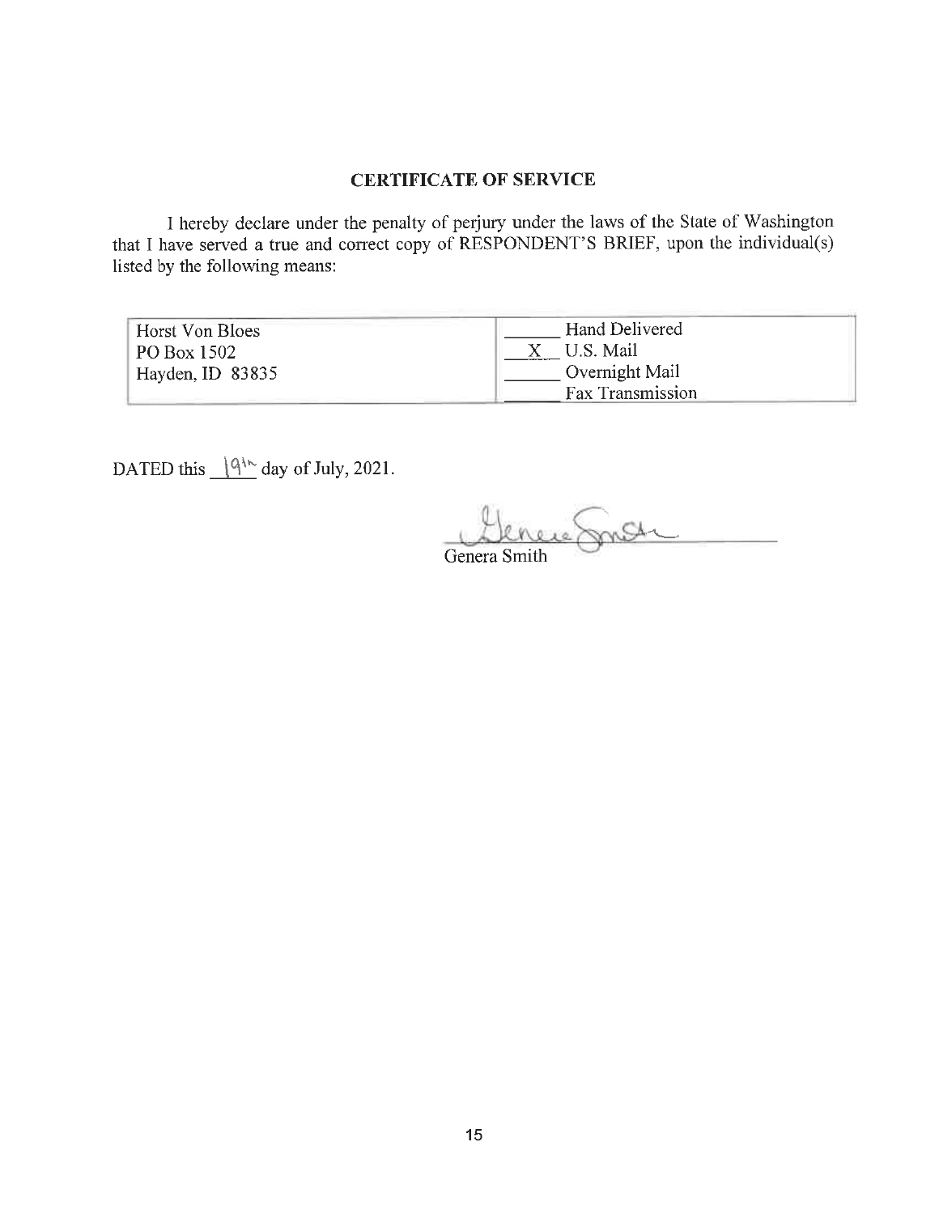## CERTIFICATE OF SERVICE

I hereby declare under the penalty of perjury under the laws of the State of Washington that I have served a true and correct copy of RESPONDENT'S BRIEF, upon the individual(s) listed by the following means:

| | |
|---|---|
| Horst Von Bloes<br>PO Box 1502<br>Hayden, ID 83835 | ______ Hand Delivered<br>__X__ U.S. Mail<br>______ Overnight Mail<br>______ Fax Transmission |

DATED this 19th day of July, 2021.

Genera Smith